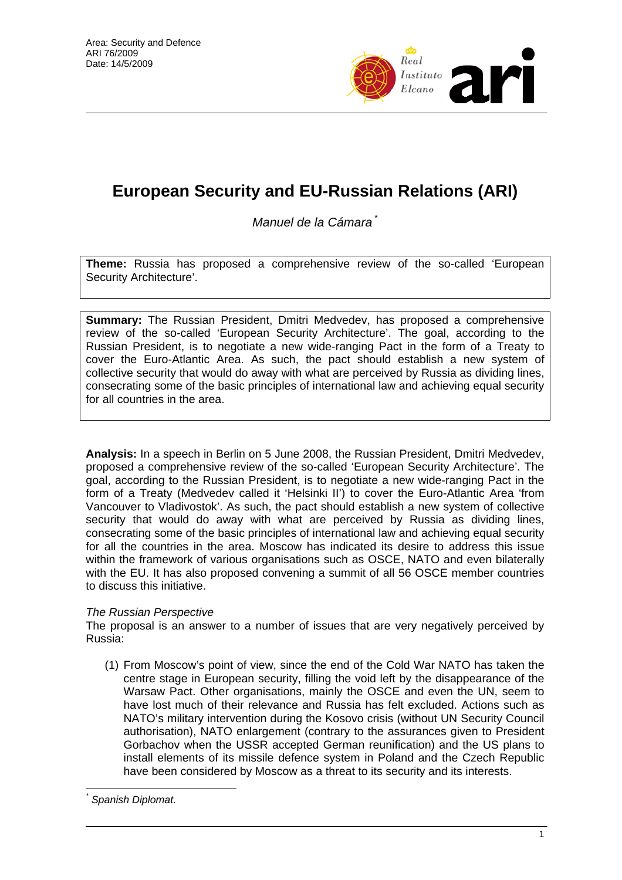Area: Security and Defence
ARI 76/2009
Date: 14/5/2009

# European Security and EU-Russian Relations (ARI)

*Manuel de la Cámara* [*]

**Theme:** Russia has proposed a comprehensive review of the so-called 'European Security Architecture'.

**Summary:** The Russian President, Dmitri Medvedev, has proposed a comprehensive review of the so-called 'European Security Architecture'. The goal, according to the Russian President, is to negotiate a new wide-ranging Pact in the form of a Treaty to cover the Euro-Atlantic Area. As such, the pact should establish a new system of collective security that would do away with what are perceived by Russia as dividing lines, consecrating some of the basic principles of international law and achieving equal security for all countries in the area.

**Analysis:** In a speech in Berlin on 5 June 2008, the Russian President, Dmitri Medvedev, proposed a comprehensive review of the so-called 'European Security Architecture'. The goal, according to the Russian President, is to negotiate a new wide-ranging Pact in the form of a Treaty (Medvedev called it 'Helsinki II') to cover the Euro-Atlantic Area 'from Vancouver to Vladivostok'. As such, the pact should establish a new system of collective security that would do away with what are perceived by Russia as dividing lines, consecrating some of the basic principles of international law and achieving equal security for all the countries in the area. Moscow has indicated its desire to address this issue within the framework of various organisations such as OSCE, NATO and even bilaterally with the EU. It has also proposed convening a summit of all 56 OSCE member countries to discuss this initiative.

*The Russian Perspective*

The proposal is an answer to a number of issues that are very negatively perceived by Russia:

(1) From Moscow's point of view, since the end of the Cold War NATO has taken the centre stage in European security, filling the void left by the disappearance of the Warsaw Pact. Other organisations, mainly the OSCE and even the UN, seem to have lost much of their relevance and Russia has felt excluded. Actions such as NATO's military intervention during the Kosovo crisis (without UN Security Council authorisation), NATO enlargement (contrary to the assurances given to President Gorbachov when the USSR accepted German reunification) and the US plans to install elements of its missile defence system in Poland and the Czech Republic have been considered by Moscow as a threat to its security and its interests.

[*] *Spanish Diplomat.*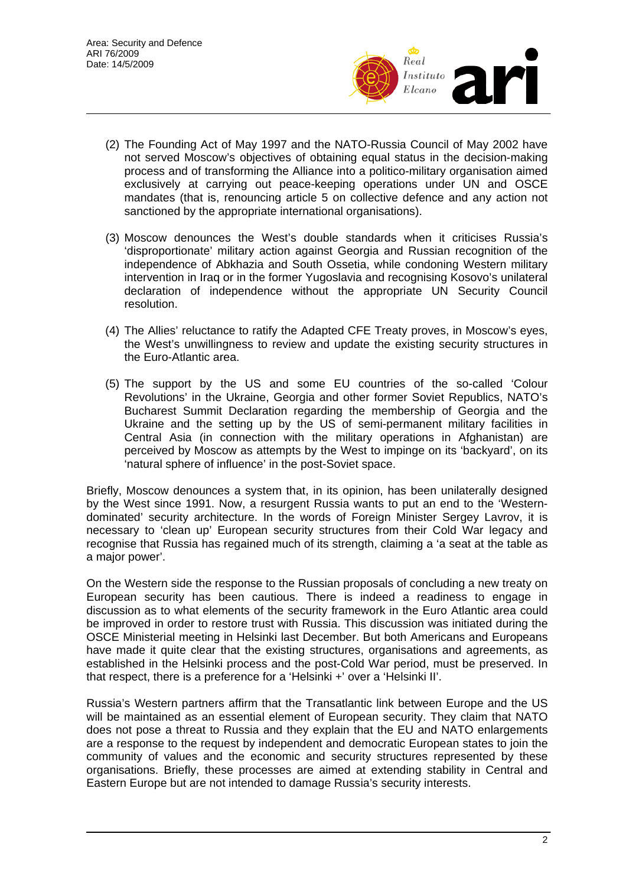(2) The Founding Act of May 1997 and the NATO-Russia Council of May 2002 have not served Moscow's objectives of obtaining equal status in the decision-making process and of transforming the Alliance into a politico-military organisation aimed exclusively at carrying out peace-keeping operations under UN and OSCE mandates (that is, renouncing article 5 on collective defence and any action not sanctioned by the appropriate international organisations).

(3) Moscow denounces the West's double standards when it criticises Russia's 'disproportionate' military action against Georgia and Russian recognition of the independence of Abkhazia and South Ossetia, while condoning Western military intervention in Iraq or in the former Yugoslavia and recognising Kosovo's unilateral declaration of independence without the appropriate UN Security Council resolution.

(4) The Allies' reluctance to ratify the Adapted CFE Treaty proves, in Moscow's eyes, the West's unwillingness to review and update the existing security structures in the Euro-Atlantic area.

(5) The support by the US and some EU countries of the so-called 'Colour Revolutions' in the Ukraine, Georgia and other former Soviet Republics, NATO's Bucharest Summit Declaration regarding the membership of Georgia and the Ukraine and the setting up by the US of semi-permanent military facilities in Central Asia (in connection with the military operations in Afghanistan) are perceived by Moscow as attempts by the West to impinge on its 'backyard', on its 'natural sphere of influence' in the post-Soviet space.

Briefly, Moscow denounces a system that, in its opinion, has been unilaterally designed by the West since 1991. Now, a resurgent Russia wants to put an end to the 'Western-dominated' security architecture. In the words of Foreign Minister Sergey Lavrov, it is necessary to 'clean up' European security structures from their Cold War legacy and recognise that Russia has regained much of its strength, claiming a 'a seat at the table as a major power'.

On the Western side the response to the Russian proposals of concluding a new treaty on European security has been cautious. There is indeed a readiness to engage in discussion as to what elements of the security framework in the Euro Atlantic area could be improved in order to restore trust with Russia. This discussion was initiated during the OSCE Ministerial meeting in Helsinki last December. But both Americans and Europeans have made it quite clear that the existing structures, organisations and agreements, as established in the Helsinki process and the post-Cold War period, must be preserved. In that respect, there is a preference for a 'Helsinki +' over a 'Helsinki II'.

Russia's Western partners affirm that the Transatlantic link between Europe and the US will be maintained as an essential element of European security. They claim that NATO does not pose a threat to Russia and they explain that the EU and NATO enlargements are a response to the request by independent and democratic European states to join the community of values and the economic and security structures represented by these organisations. Briefly, these processes are aimed at extending stability in Central and Eastern Europe but are not intended to damage Russia's security interests.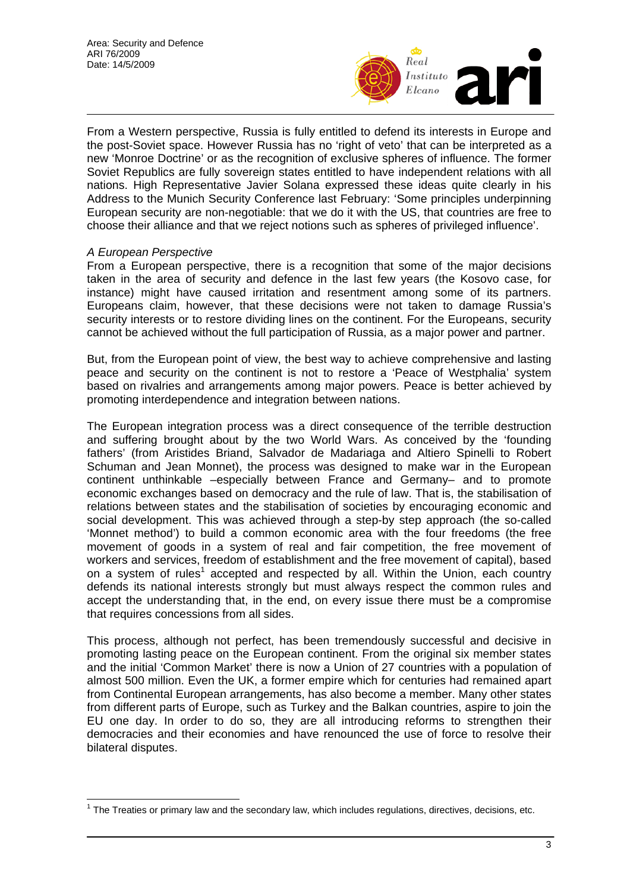From a Western perspective, Russia is fully entitled to defend its interests in Europe and the post-Soviet space. However Russia has no 'right of veto' that can be interpreted as a new 'Monroe Doctrine' or as the recognition of exclusive spheres of influence. The former Soviet Republics are fully sovereign states entitled to have independent relations with all nations. High Representative Javier Solana expressed these ideas quite clearly in his Address to the Munich Security Conference last February: 'Some principles underpinning European security are non-negotiable: that we do it with the US, that countries are free to choose their alliance and that we reject notions such as spheres of privileged influence'.

*A European Perspective*

From a European perspective, there is a recognition that some of the major decisions taken in the area of security and defence in the last few years (the Kosovo case, for instance) might have caused irritation and resentment among some of its partners. Europeans claim, however, that these decisions were not taken to damage Russia's security interests or to restore dividing lines on the continent. For the Europeans, security cannot be achieved without the full participation of Russia, as a major power and partner.

But, from the European point of view, the best way to achieve comprehensive and lasting peace and security on the continent is not to restore a 'Peace of Westphalia' system based on rivalries and arrangements among major powers. Peace is better achieved by promoting interdependence and integration between nations.

The European integration process was a direct consequence of the terrible destruction and suffering brought about by the two World Wars. As conceived by the 'founding fathers' (from Aristides Briand, Salvador de Madariaga and Altiero Spinelli to Robert Schuman and Jean Monnet), the process was designed to make war in the European continent unthinkable –especially between France and Germany– and to promote economic exchanges based on democracy and the rule of law. That is, the stabilisation of relations between states and the stabilisation of societies by encouraging economic and social development. This was achieved through a step-by step approach (the so-called 'Monnet method') to build a common economic area with the four freedoms (the free movement of goods in a system of real and fair competition, the free movement of workers and services, freedom of establishment and the free movement of capital), based on a system of rules[1] accepted and respected by all. Within the Union, each country defends its national interests strongly but must always respect the common rules and accept the understanding that, in the end, on every issue there must be a compromise that requires concessions from all sides.

This process, although not perfect, has been tremendously successful and decisive in promoting lasting peace on the European continent. From the original six member states and the initial 'Common Market' there is now a Union of 27 countries with a population of almost 500 million. Even the UK, a former empire which for centuries had remained apart from Continental European arrangements, has also become a member. Many other states from different parts of Europe, such as Turkey and the Balkan countries, aspire to join the EU one day. In order to do so, they are all introducing reforms to strengthen their democracies and their economies and have renounced the use of force to resolve their bilateral disputes.

[1] The Treaties or primary law and the secondary law, which includes regulations, directives, decisions, etc.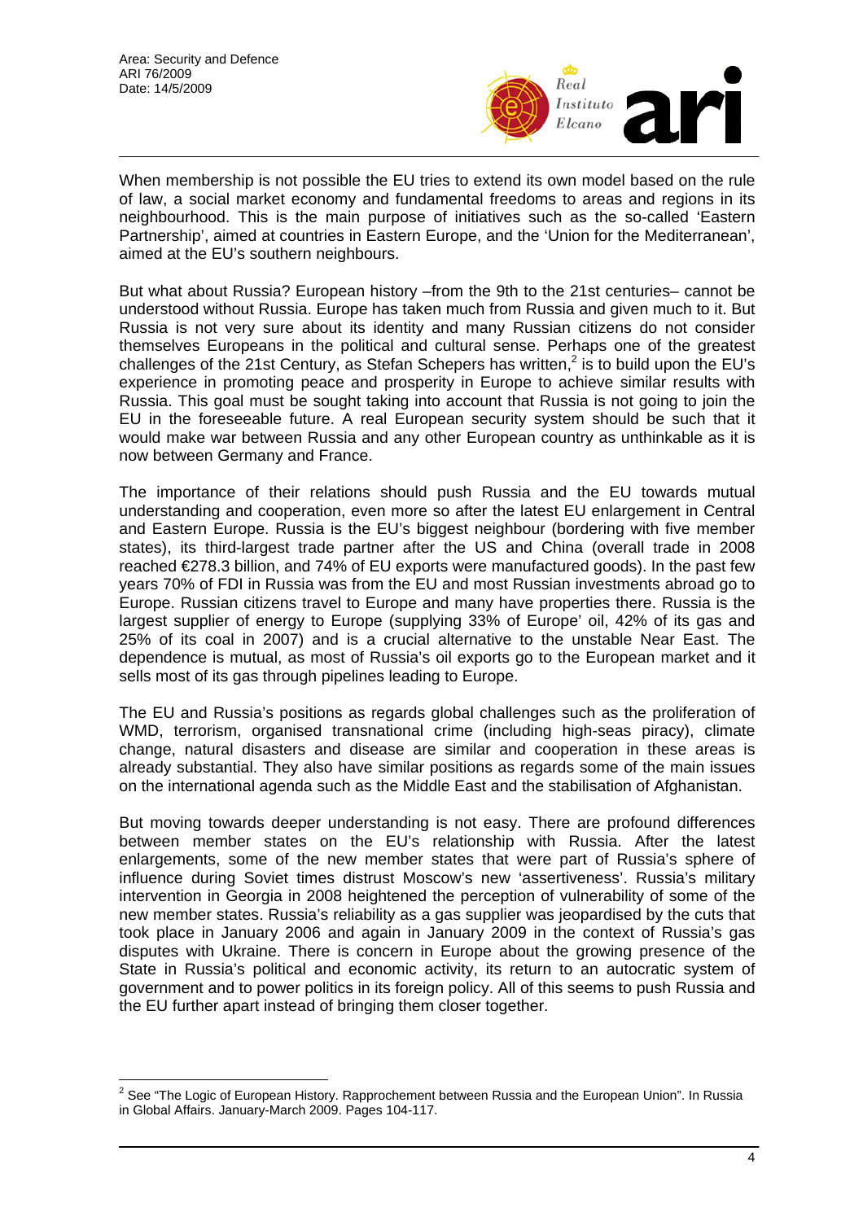When membership is not possible the EU tries to extend its own model based on the rule of law, a social market economy and fundamental freedoms to areas and regions in its neighbourhood. This is the main purpose of initiatives such as the so-called 'Eastern Partnership', aimed at countries in Eastern Europe, and the 'Union for the Mediterranean', aimed at the EU's southern neighbours.

But what about Russia? European history –from the 9th to the 21st centuries– cannot be understood without Russia. Europe has taken much from Russia and given much to it. But Russia is not very sure about its identity and many Russian citizens do not consider themselves Europeans in the political and cultural sense. Perhaps one of the greatest challenges of the 21st Century, as Stefan Schepers has written,[2] is to build upon the EU's experience in promoting peace and prosperity in Europe to achieve similar results with Russia. This goal must be sought taking into account that Russia is not going to join the EU in the foreseeable future. A real European security system should be such that it would make war between Russia and any other European country as unthinkable as it is now between Germany and France.

The importance of their relations should push Russia and the EU towards mutual understanding and cooperation, even more so after the latest EU enlargement in Central and Eastern Europe. Russia is the EU's biggest neighbour (bordering with five member states), its third-largest trade partner after the US and China (overall trade in 2008 reached €278.3 billion, and 74% of EU exports were manufactured goods). In the past few years 70% of FDI in Russia was from the EU and most Russian investments abroad go to Europe. Russian citizens travel to Europe and many have properties there. Russia is the largest supplier of energy to Europe (supplying 33% of Europe' oil, 42% of its gas and 25% of its coal in 2007) and is a crucial alternative to the unstable Near East. The dependence is mutual, as most of Russia's oil exports go to the European market and it sells most of its gas through pipelines leading to Europe.

The EU and Russia's positions as regards global challenges such as the proliferation of WMD, terrorism, organised transnational crime (including high-seas piracy), climate change, natural disasters and disease are similar and cooperation in these areas is already substantial. They also have similar positions as regards some of the main issues on the international agenda such as the Middle East and the stabilisation of Afghanistan.

But moving towards deeper understanding is not easy. There are profound differences between member states on the EU's relationship with Russia. After the latest enlargements, some of the new member states that were part of Russia's sphere of influence during Soviet times distrust Moscow's new 'assertiveness'. Russia's military intervention in Georgia in 2008 heightened the perception of vulnerability of some of the new member states. Russia's reliability as a gas supplier was jeopardised by the cuts that took place in January 2006 and again in January 2009 in the context of Russia's gas disputes with Ukraine. There is concern in Europe about the growing presence of the State in Russia's political and economic activity, its return to an autocratic system of government and to power politics in its foreign policy. All of this seems to push Russia and the EU further apart instead of bringing them closer together.

---

[2] See "The Logic of European History. Rapprochement between Russia and the European Union". In Russia in Global Affairs. January-March 2009. Pages 104-117.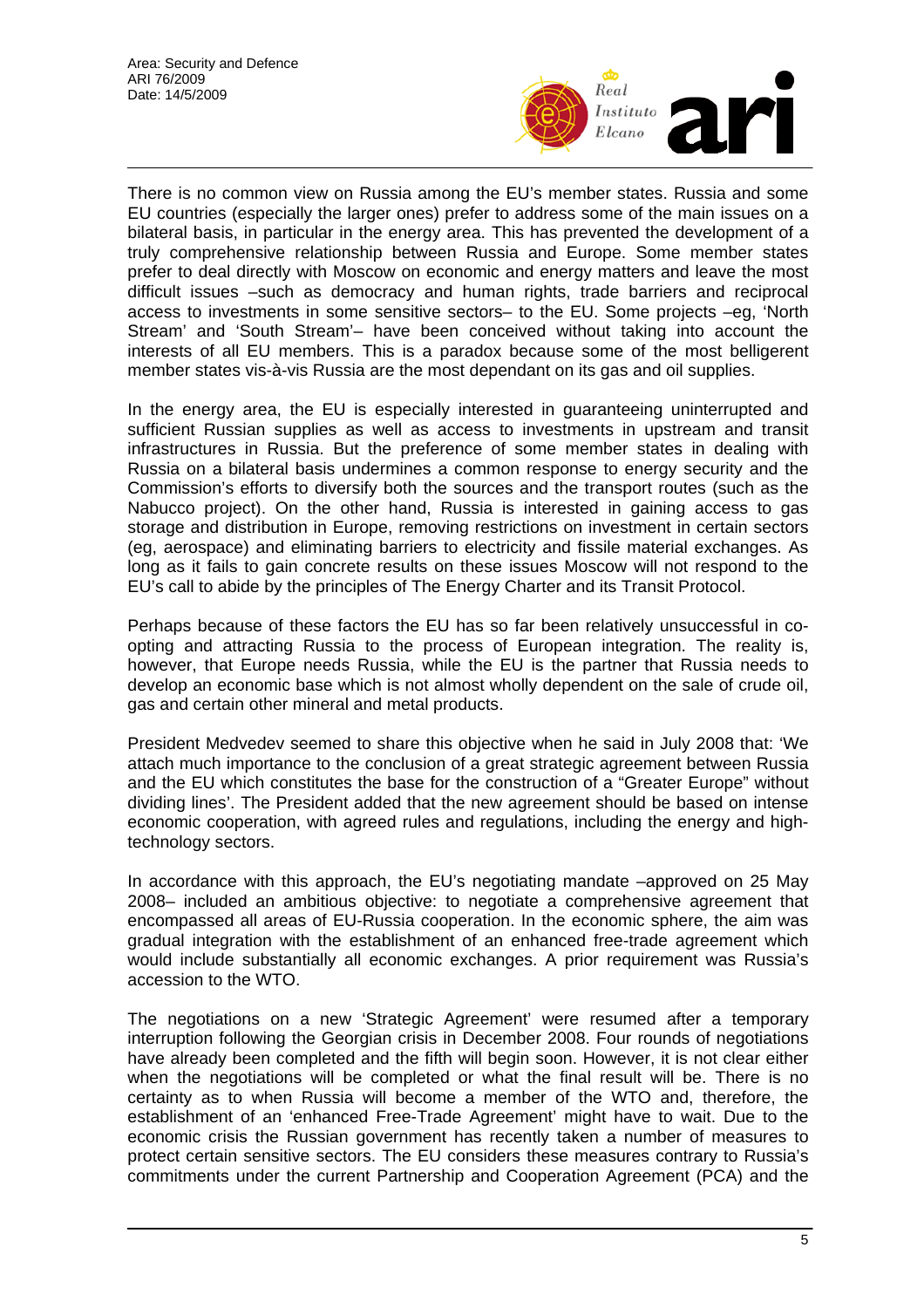There is no common view on Russia among the EU's member states. Russia and some EU countries (especially the larger ones) prefer to address some of the main issues on a bilateral basis, in particular in the energy area. This has prevented the development of a truly comprehensive relationship between Russia and Europe. Some member states prefer to deal directly with Moscow on economic and energy matters and leave the most difficult issues –such as democracy and human rights, trade barriers and reciprocal access to investments in some sensitive sectors– to the EU. Some projects –eg, 'North Stream' and 'South Stream'– have been conceived without taking into account the interests of all EU members. This is a paradox because some of the most belligerent member states vis-à-vis Russia are the most dependant on its gas and oil supplies.

In the energy area, the EU is especially interested in guaranteeing uninterrupted and sufficient Russian supplies as well as access to investments in upstream and transit infrastructures in Russia. But the preference of some member states in dealing with Russia on a bilateral basis undermines a common response to energy security and the Commission's efforts to diversify both the sources and the transport routes (such as the Nabucco project). On the other hand, Russia is interested in gaining access to gas storage and distribution in Europe, removing restrictions on investment in certain sectors (eg, aerospace) and eliminating barriers to electricity and fissile material exchanges. As long as it fails to gain concrete results on these issues Moscow will not respond to the EU's call to abide by the principles of The Energy Charter and its Transit Protocol.

Perhaps because of these factors the EU has so far been relatively unsuccessful in co-opting and attracting Russia to the process of European integration. The reality is, however, that Europe needs Russia, while the EU is the partner that Russia needs to develop an economic base which is not almost wholly dependent on the sale of crude oil, gas and certain other mineral and metal products.

President Medvedev seemed to share this objective when he said in July 2008 that: 'We attach much importance to the conclusion of a great strategic agreement between Russia and the EU which constitutes the base for the construction of a "Greater Europe" without dividing lines'. The President added that the new agreement should be based on intense economic cooperation, with agreed rules and regulations, including the energy and high-technology sectors.

In accordance with this approach, the EU's negotiating mandate –approved on 25 May 2008– included an ambitious objective: to negotiate a comprehensive agreement that encompassed all areas of EU-Russia cooperation. In the economic sphere, the aim was gradual integration with the establishment of an enhanced free-trade agreement which would include substantially all economic exchanges. A prior requirement was Russia's accession to the WTO.

The negotiations on a new 'Strategic Agreement' were resumed after a temporary interruption following the Georgian crisis in December 2008. Four rounds of negotiations have already been completed and the fifth will begin soon. However, it is not clear either when the negotiations will be completed or what the final result will be. There is no certainty as to when Russia will become a member of the WTO and, therefore, the establishment of an 'enhanced Free-Trade Agreement' might have to wait. Due to the economic crisis the Russian government has recently taken a number of measures to protect certain sensitive sectors. The EU considers these measures contrary to Russia's commitments under the current Partnership and Cooperation Agreement (PCA) and the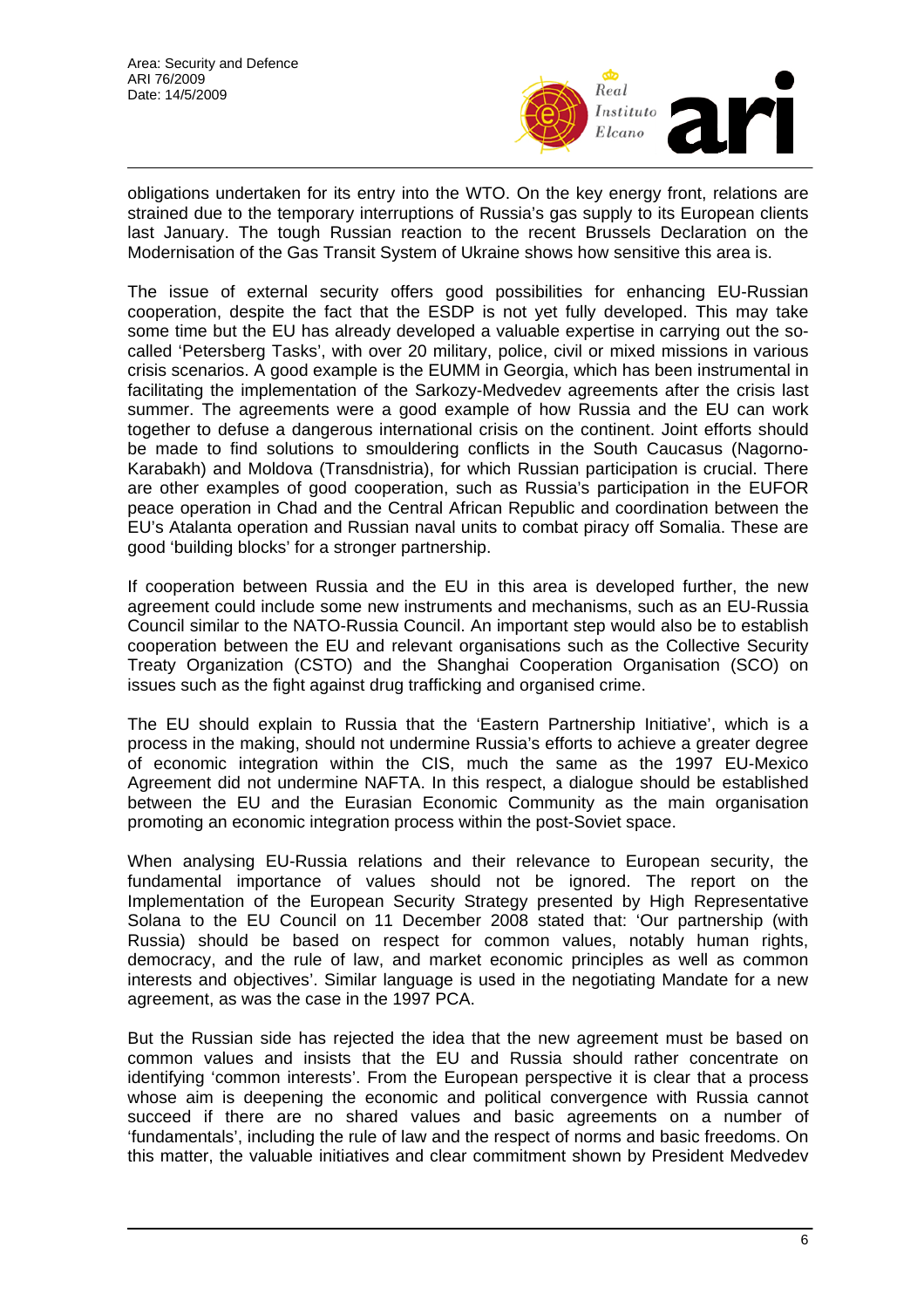obligations undertaken for its entry into the WTO. On the key energy front, relations are strained due to the temporary interruptions of Russia's gas supply to its European clients last January. The tough Russian reaction to the recent Brussels Declaration on the Modernisation of the Gas Transit System of Ukraine shows how sensitive this area is.

The issue of external security offers good possibilities for enhancing EU-Russian cooperation, despite the fact that the ESDP is not yet fully developed. This may take some time but the EU has already developed a valuable expertise in carrying out the so-called 'Petersberg Tasks', with over 20 military, police, civil or mixed missions in various crisis scenarios. A good example is the EUMM in Georgia, which has been instrumental in facilitating the implementation of the Sarkozy-Medvedev agreements after the crisis last summer. The agreements were a good example of how Russia and the EU can work together to defuse a dangerous international crisis on the continent. Joint efforts should be made to find solutions to smouldering conflicts in the South Caucasus (Nagorno-Karabakh) and Moldova (Transdnistria), for which Russian participation is crucial. There are other examples of good cooperation, such as Russia's participation in the EUFOR peace operation in Chad and the Central African Republic and coordination between the EU's Atalanta operation and Russian naval units to combat piracy off Somalia. These are good 'building blocks' for a stronger partnership.

If cooperation between Russia and the EU in this area is developed further, the new agreement could include some new instruments and mechanisms, such as an EU-Russia Council similar to the NATO-Russia Council. An important step would also be to establish cooperation between the EU and relevant organisations such as the Collective Security Treaty Organization (CSTO) and the Shanghai Cooperation Organisation (SCO) on issues such as the fight against drug trafficking and organised crime.

The EU should explain to Russia that the 'Eastern Partnership Initiative', which is a process in the making, should not undermine Russia's efforts to achieve a greater degree of economic integration within the CIS, much the same as the 1997 EU-Mexico Agreement did not undermine NAFTA. In this respect, a dialogue should be established between the EU and the Eurasian Economic Community as the main organisation promoting an economic integration process within the post-Soviet space.

When analysing EU-Russia relations and their relevance to European security, the fundamental importance of values should not be ignored. The report on the Implementation of the European Security Strategy presented by High Representative Solana to the EU Council on 11 December 2008 stated that: 'Our partnership (with Russia) should be based on respect for common values, notably human rights, democracy, and the rule of law, and market economic principles as well as common interests and objectives'. Similar language is used in the negotiating Mandate for a new agreement, as was the case in the 1997 PCA.

But the Russian side has rejected the idea that the new agreement must be based on common values and insists that the EU and Russia should rather concentrate on identifying 'common interests'. From the European perspective it is clear that a process whose aim is deepening the economic and political convergence with Russia cannot succeed if there are no shared values and basic agreements on a number of 'fundamentals', including the rule of law and the respect of norms and basic freedoms. On this matter, the valuable initiatives and clear commitment shown by President Medvedev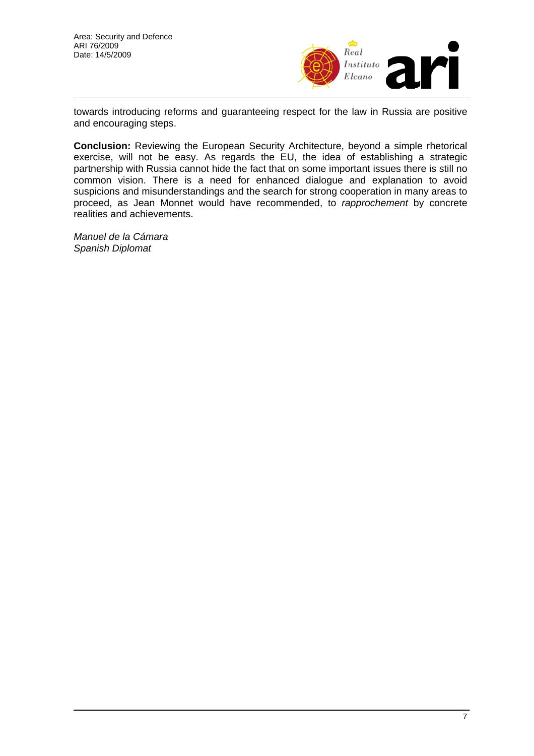towards introducing reforms and guaranteeing respect for the law in Russia are positive and encouraging steps.

**Conclusion:** Reviewing the European Security Architecture, beyond a simple rhetorical exercise, will not be easy. As regards the EU, the idea of establishing a strategic partnership with Russia cannot hide the fact that on some important issues there is still no common vision. There is a need for enhanced dialogue and explanation to avoid suspicions and misunderstandings and the search for strong cooperation in many areas to proceed, as Jean Monnet would have recommended, to *rapprochement* by concrete realities and achievements.

*Manuel de la Cámara*
*Spanish Diplomat*